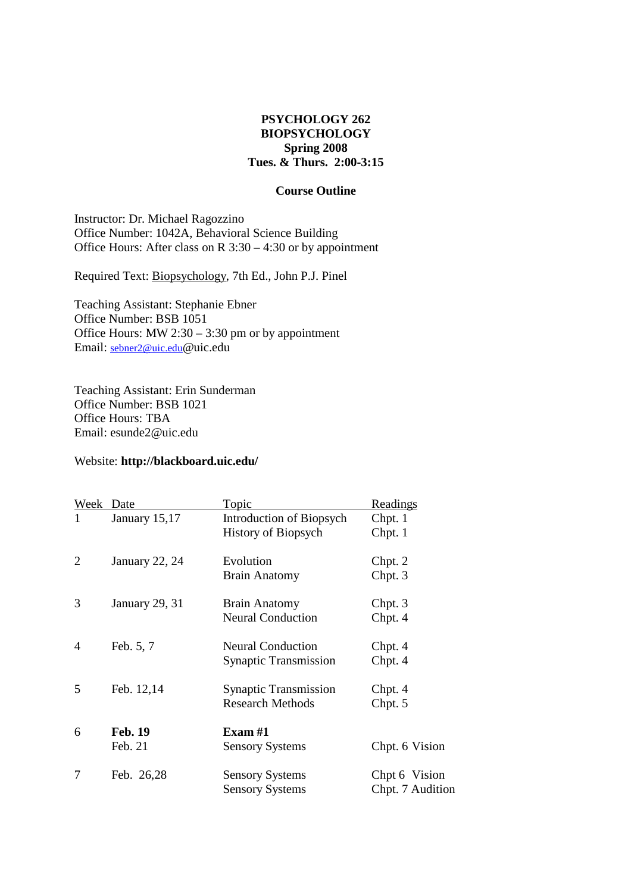**PSYCHOLOGY 262**
**BIOPSYCHOLOGY**
**Spring 2008**
**Tues. & Thurs. 2:00-3:15**

**Course Outline**

Instructor: Dr. Michael Ragozzino
Office Number: 1042A, Behavioral Science Building
Office Hours: After class on R 3:30 – 4:30 or by appointment

Required Text: Biopsychology, 7th Ed., John P.J. Pinel

Teaching Assistant: Stephanie Ebner
Office Number: BSB 1051
Office Hours: MW 2:30 – 3:30 pm or by appointment
Email: sebner2@uic.edu@uic.edu

Teaching Assistant: Erin Sunderman
Office Number: BSB 1021
Office Hours: TBA
Email: esunde2@uic.edu

Website: **http://blackboard.uic.edu/**

| Week | Date | Topic | Readings |
|---|---|---|---|
| 1 | January 15,17 | Introduction of Biopsych | Chpt. 1 |
| | | History of Biopsych | Chpt. 1 |
| 2 | January 22, 24 | Evolution | Chpt. 2 |
| | | Brain Anatomy | Chpt. 3 |
| 3 | January 29, 31 | Brain Anatomy | Chpt. 3 |
| | | Neural Conduction | Chpt. 4 |
| 4 | Feb. 5, 7 | Neural Conduction | Chpt. 4 |
| | | Synaptic Transmission | Chpt. 4 |
| 5 | Feb. 12,14 | Synaptic Transmission | Chpt. 4 |
| | | Research Methods | Chpt. 5 |
| 6 | **Feb. 19** | **Exam #1** | |
| | Feb. 21 | Sensory Systems | Chpt. 6 Vision |
| 7 | Feb. 26,28 | Sensory Systems | Chpt 6 Vision |
| | | Sensory Systems | Chpt. 7 Audition |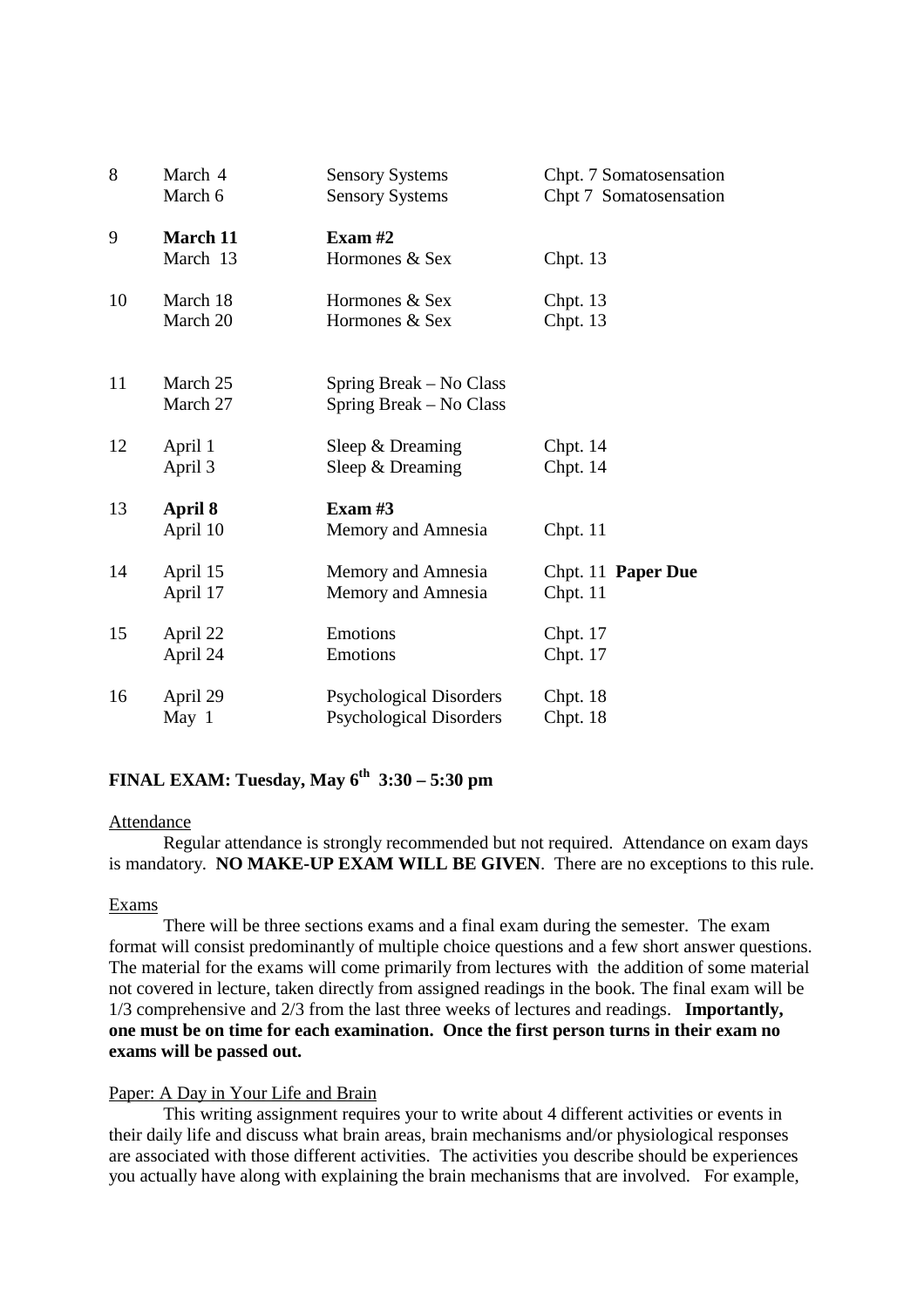| | | | |
|---|---|---|---|
| 8 | March 4 | Sensory Systems | Chpt. 7 Somatosensation |
| | March 6 | Sensory Systems | Chpt 7 Somatosensation |
| 9 | **March 11** | **Exam #2** | |
| | March 13 | Hormones & Sex | Chpt. 13 |
| 10 | March 18 | Hormones & Sex | Chpt. 13 |
| | March 20 | Hormones & Sex | Chpt. 13 |
| 11 | March 25 | Spring Break – No Class | |
| | March 27 | Spring Break – No Class | |
| 12 | April 1 | Sleep & Dreaming | Chpt. 14 |
| | April 3 | Sleep & Dreaming | Chpt. 14 |
| 13 | **April 8** | **Exam #3** | |
| | April 10 | Memory and Amnesia | Chpt. 11 |
| 14 | April 15 | Memory and Amnesia | Chpt. 11 **Paper Due** |
| | April 17 | Memory and Amnesia | Chpt. 11 |
| 15 | April 22 | Emotions | Chpt. 17 |
| | April 24 | Emotions | Chpt. 17 |
| 16 | April 29 | Psychological Disorders | Chpt. 18 |
| | May 1 | Psychological Disorders | Chpt. 18 |

**FINAL EXAM: Tuesday, May 6th 3:30 – 5:30 pm**

Attendance

Regular attendance is strongly recommended but not required. Attendance on exam days is mandatory. **NO MAKE-UP EXAM WILL BE GIVEN**. There are no exceptions to this rule.

Exams

There will be three sections exams and a final exam during the semester. The exam format will consist predominantly of multiple choice questions and a few short answer questions. The material for the exams will come primarily from lectures with the addition of some material not covered in lecture, taken directly from assigned readings in the book. The final exam will be 1/3 comprehensive and 2/3 from the last three weeks of lectures and readings. **Importantly, one must be on time for each examination. Once the first person turns in their exam no exams will be passed out.**

Paper: A Day in Your Life and Brain

This writing assignment requires your to write about 4 different activities or events in their daily life and discuss what brain areas, brain mechanisms and/or physiological responses are associated with those different activities. The activities you describe should be experiences you actually have along with explaining the brain mechanisms that are involved. For example,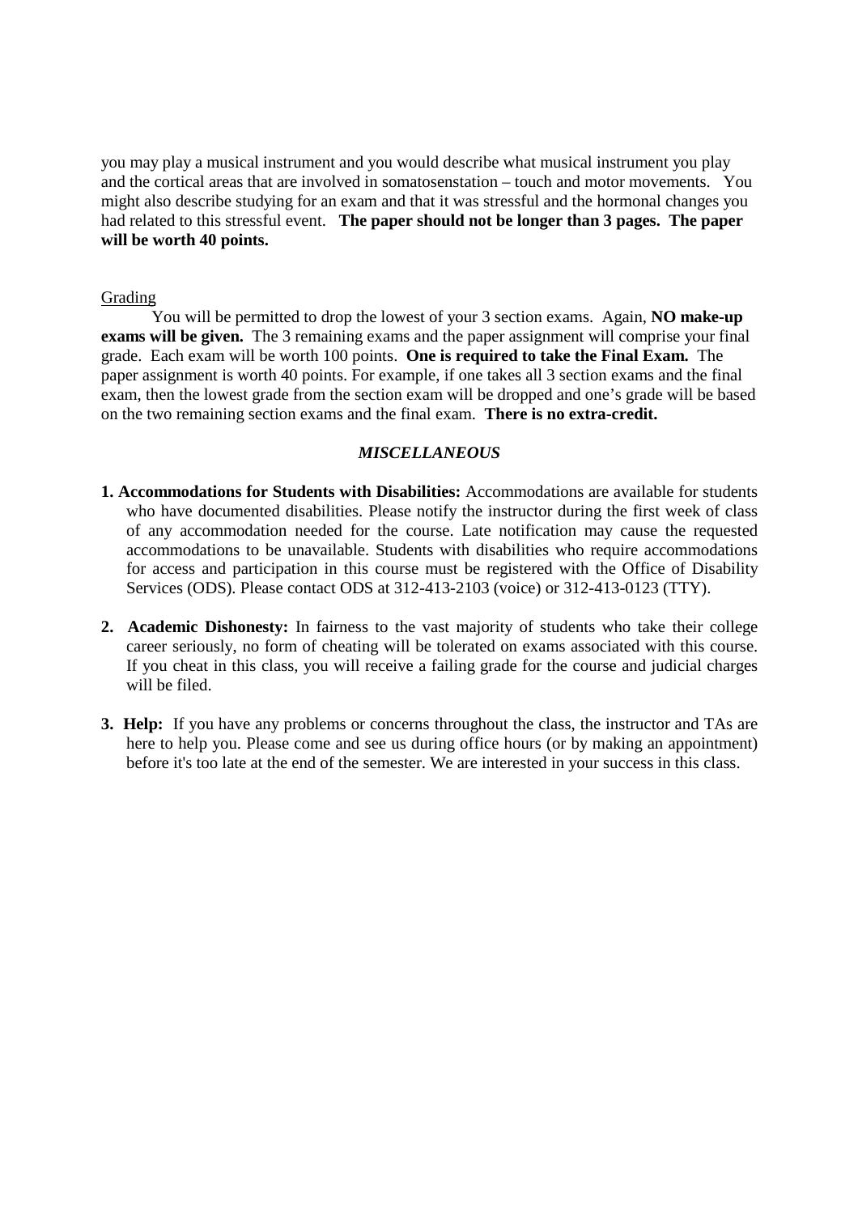you may play a musical instrument and you would describe what musical instrument you play and the cortical areas that are involved in somatosenstation – touch and motor movements. You might also describe studying for an exam and that it was stressful and the hormonal changes you had related to this stressful event. **The paper should not be longer than 3 pages. The paper will be worth 40 points.**

Grading

You will be permitted to drop the lowest of your 3 section exams. Again, **NO make-up exams will be given.** The 3 remaining exams and the paper assignment will comprise your final grade. Each exam will be worth 100 points. **One is required to take the Final Exam.** The paper assignment is worth 40 points. For example, if one takes all 3 section exams and the final exam, then the lowest grade from the section exam will be dropped and one's grade will be based on the two remaining section exams and the final exam. **There is no extra-credit.**

***MISCELLANEOUS***

1. **Accommodations for Students with Disabilities:** Accommodations are available for students who have documented disabilities. Please notify the instructor during the first week of class of any accommodation needed for the course. Late notification may cause the requested accommodations to be unavailable. Students with disabilities who require accommodations for access and participation in this course must be registered with the Office of Disability Services (ODS). Please contact ODS at 312-413-2103 (voice) or 312-413-0123 (TTY).

2. **Academic Dishonesty:** In fairness to the vast majority of students who take their college career seriously, no form of cheating will be tolerated on exams associated with this course. If you cheat in this class, you will receive a failing grade for the course and judicial charges will be filed.

3. **Help:** If you have any problems or concerns throughout the class, the instructor and TAs are here to help you. Please come and see us during office hours (or by making an appointment) before it's too late at the end of the semester. We are interested in your success in this class.